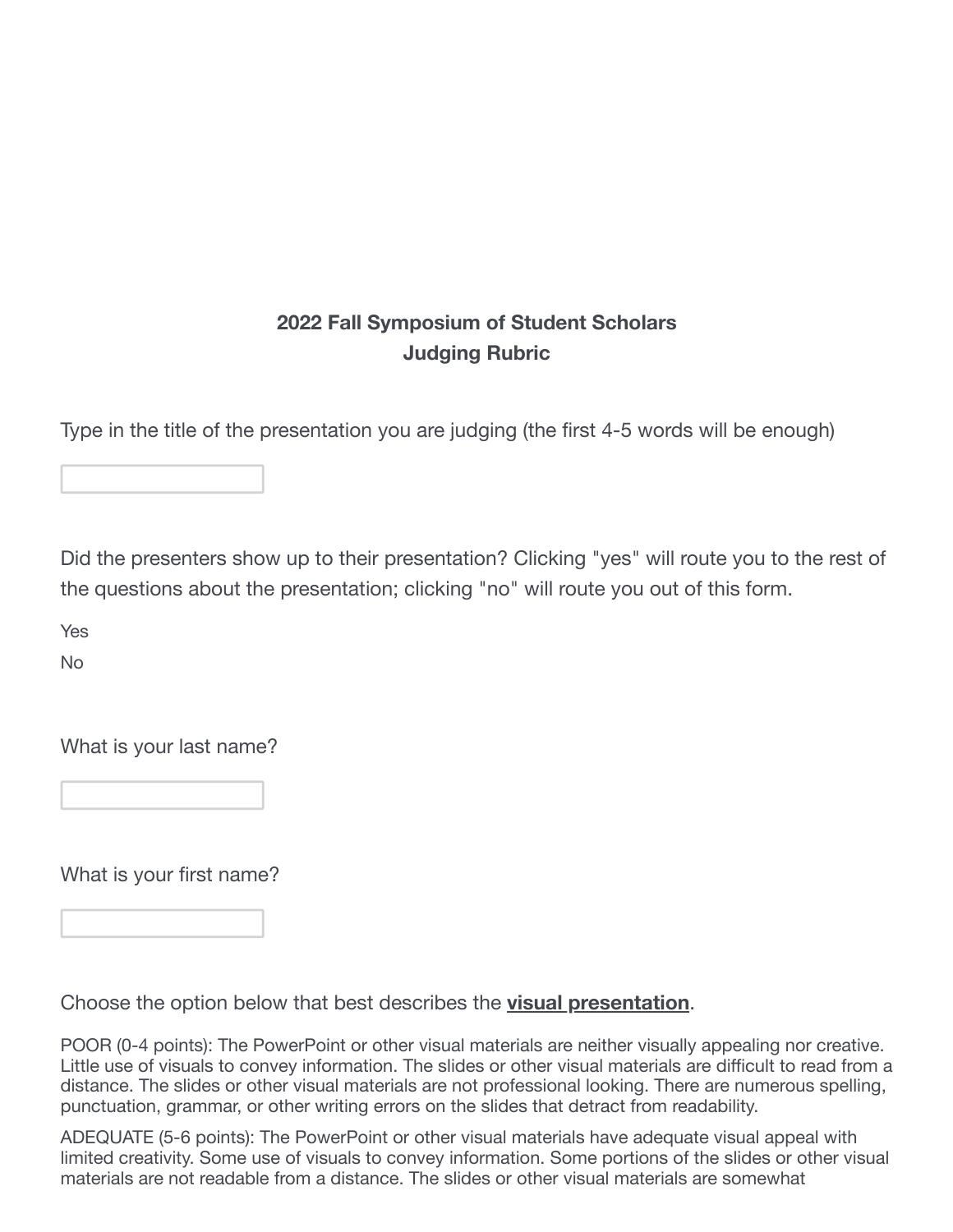## 2022 Fall Symposium of Student Scholars
## Judging Rubric

Type in the title of the presentation you are judging (the first 4-5 words will be enough)

Did the presenters show up to their presentation? Clicking "yes" will route you to the rest of the questions about the presentation; clicking "no" will route you out of this form.

Yes

No

What is your last name?

What is your first name?

Choose the option below that best describes the **visual presentation**.

POOR (0-4 points): The PowerPoint or other visual materials are neither visually appealing nor creative. Little use of visuals to convey information. The slides or other visual materials are difficult to read from a distance. The slides or other visual materials are not professional looking. There are numerous spelling, punctuation, grammar, or other writing errors on the slides that detract from readability.

ADEQUATE (5-6 points): The PowerPoint or other visual materials have adequate visual appeal with limited creativity. Some use of visuals to convey information. Some portions of the slides or other visual materials are not readable from a distance. The slides or other visual materials are somewhat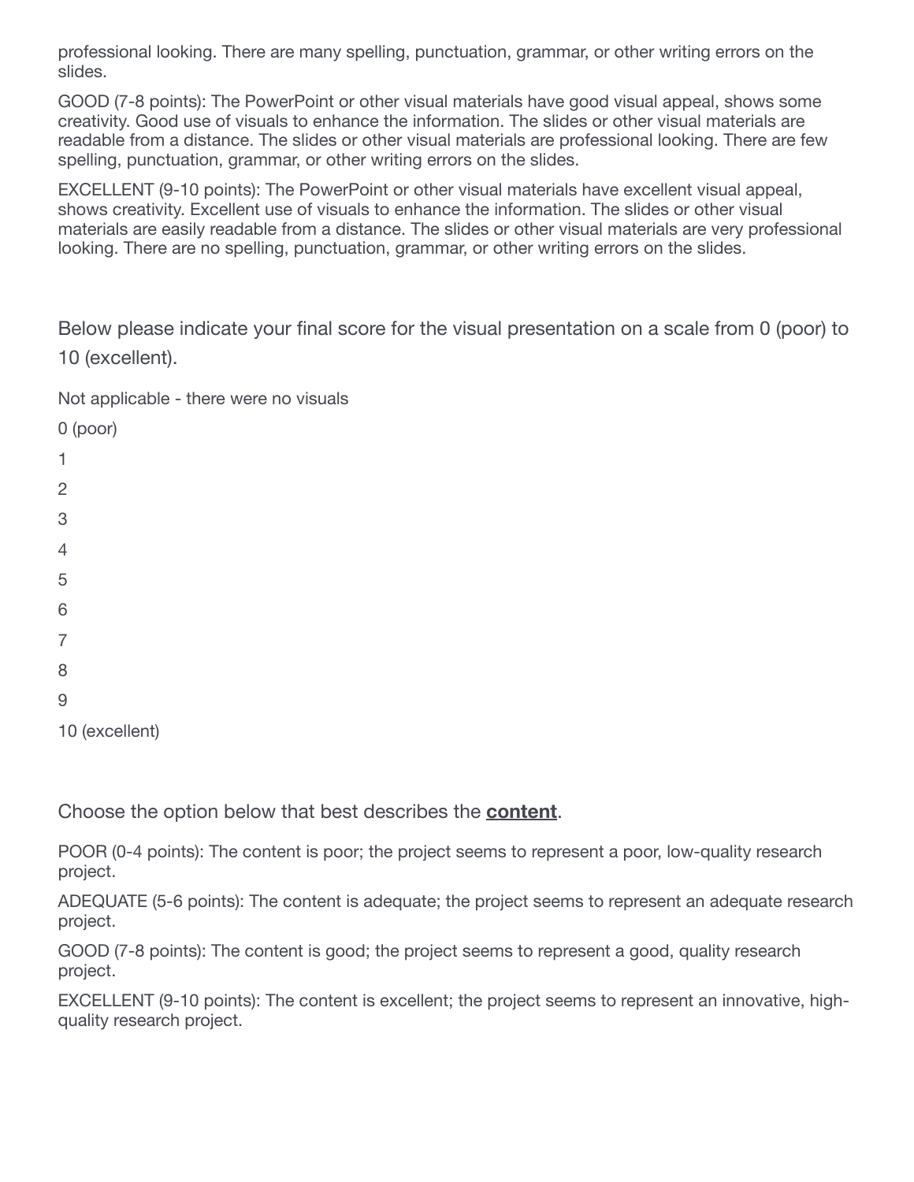professional looking. There are many spelling, punctuation, grammar, or other writing errors on the slides.

GOOD (7-8 points): The PowerPoint or other visual materials have good visual appeal, shows some creativity. Good use of visuals to enhance the information. The slides or other visual materials are readable from a distance. The slides or other visual materials are professional looking. There are few spelling, punctuation, grammar, or other writing errors on the slides.

EXCELLENT (9-10 points): The PowerPoint or other visual materials have excellent visual appeal, shows creativity. Excellent use of visuals to enhance the information. The slides or other visual materials are easily readable from a distance. The slides or other visual materials are very professional looking. There are no spelling, punctuation, grammar, or other writing errors on the slides.

Below please indicate your final score for the visual presentation on a scale from 0 (poor) to 10 (excellent).

Not applicable - there were no visuals

0 (poor)

1

2

3

4

5

6

7

8

9

10 (excellent)

Choose the option below that best describes the **content**.

POOR (0-4 points): The content is poor; the project seems to represent a poor, low-quality research project.

ADEQUATE (5-6 points): The content is adequate; the project seems to represent an adequate research project.

GOOD (7-8 points): The content is good; the project seems to represent a good, quality research project.

EXCELLENT (9-10 points): The content is excellent; the project seems to represent an innovative, high-quality research project.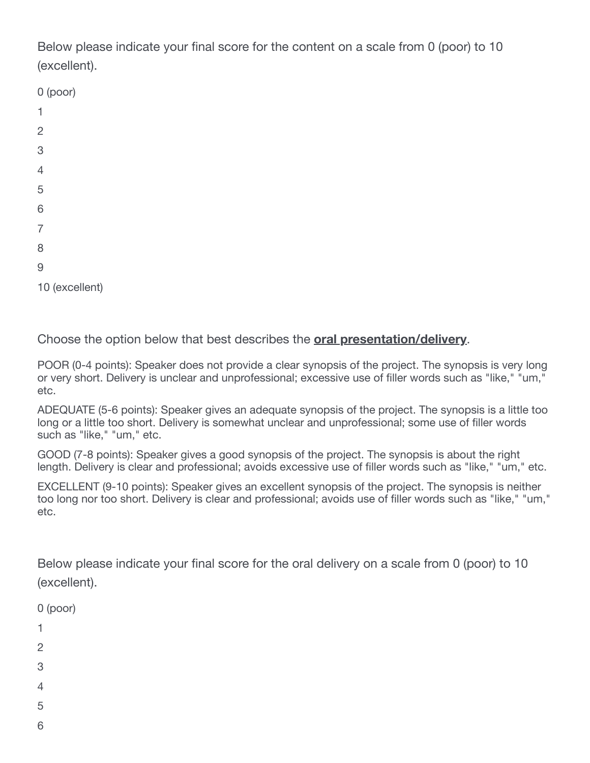Below please indicate your final score for the content on a scale from 0 (poor) to 10 (excellent).

0 (poor)

1

2

3

4

5

6

7

8

9

10 (excellent)

Choose the option below that best describes the **oral presentation/delivery**.

POOR (0-4 points): Speaker does not provide a clear synopsis of the project. The synopsis is very long or very short. Delivery is unclear and unprofessional; excessive use of filler words such as "like," "um," etc.

ADEQUATE (5-6 points): Speaker gives an adequate synopsis of the project. The synopsis is a little too long or a little too short. Delivery is somewhat unclear and unprofessional; some use of filler words such as "like," "um," etc.

GOOD (7-8 points): Speaker gives a good synopsis of the project. The synopsis is about the right length. Delivery is clear and professional; avoids excessive use of filler words such as "like," "um," etc.

EXCELLENT (9-10 points): Speaker gives an excellent synopsis of the project. The synopsis is neither too long nor too short. Delivery is clear and professional; avoids use of filler words such as "like," "um," etc.

Below please indicate your final score for the oral delivery on a scale from 0 (poor) to 10 (excellent).

0 (poor)

1

2

3

4

5

6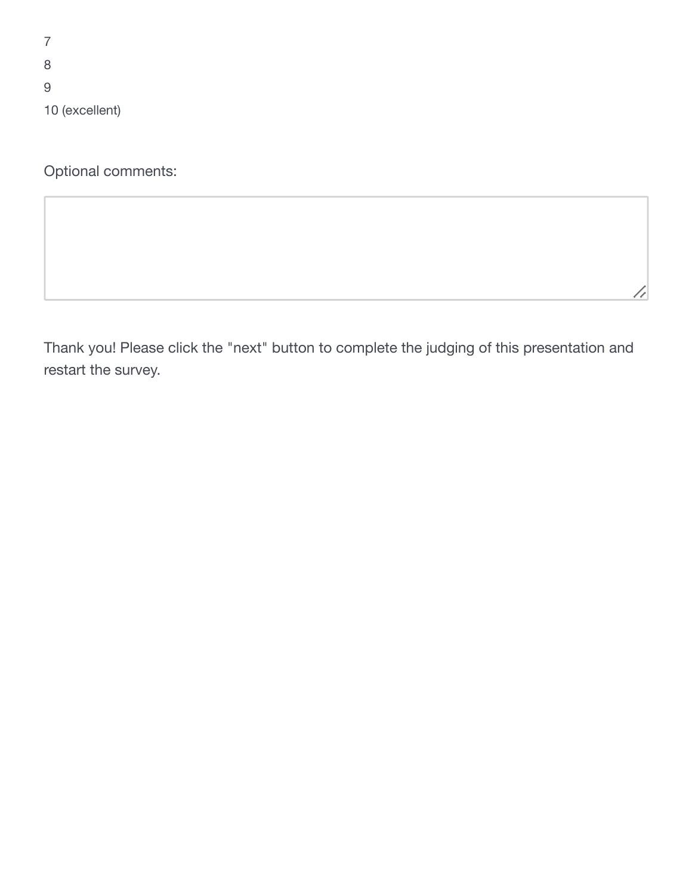7

8

9

10 (excellent)

Optional comments:

Thank you! Please click the "next" button to complete the judging of this presentation and restart the survey.